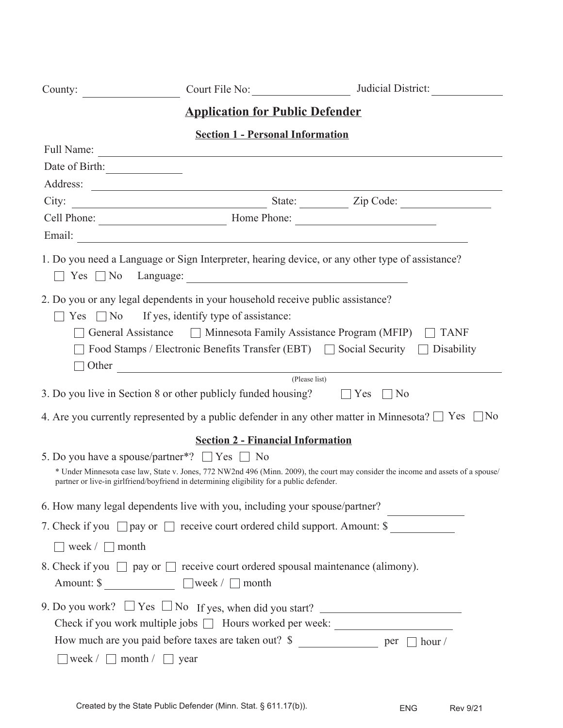County: ______________ Court File No: ______________ Judicial District: ______________

# Application for Public Defender

## Section 1 - Personal Information

Full Name: ______________________________________________

Date of Birth: ______________

Address: ______________________________________________

City: ______________________ State: ________ Zip Code: ______________

Cell Phone: ______________ Home Phone: ______________

Email: ______________________________________________

1. Do you need a Language or Sign Interpreter, hearing device, or any other type of assistance?

   ☐ Yes ☐ No Language: ______________________

2. Do you or any legal dependents in your household receive public assistance?

   ☐ Yes ☐ No If yes, identify type of assistance:

   ☐ General Assistance ☐ Minnesota Family Assistance Program (MFIP) ☐ TANF

   ☐ Food Stamps / Electronic Benefits Transfer (EBT) ☐ Social Security ☐ Disability

   ☐ Other ______________________________________________
   (Please list)

3. Do you live in Section 8 or other publicly funded housing? ☐ Yes ☐ No

4. Are you currently represented by a public defender in any other matter in Minnesota? ☐ Yes ☐ No

## Section 2 - Financial Information

5. Do you have a spouse/partner*? ☐ Yes ☐ No

   \* Under Minnesota case law, State v. Jones, 772 NW2nd 496 (Minn. 2009), the court may consider the income and assets of a spouse/partner or live-in girlfriend/boyfriend in determining eligibility for a public defender.

6. How many legal dependents live with you, including your spouse/partner? ______________

7. Check if you ☐ pay or ☐ receive court ordered child support. Amount: $ ______________

   ☐ week / ☐ month

8. Check if you ☐ pay or ☐ receive court ordered spousal maintenance (alimony).

   Amount: $ ______________ ☐ week / ☐ month

9. Do you work? ☐ Yes ☐ No If yes, when did you start? ______________

   Check if you work multiple jobs ☐ Hours worked per week: ______________

   How much are you paid before taxes are taken out? $ ______________ per ☐ hour /

   ☐ week / ☐ month / ☐ year

Created by the State Public Defender (Minn. Stat. § 611.17(b)). ENG Rev 9/21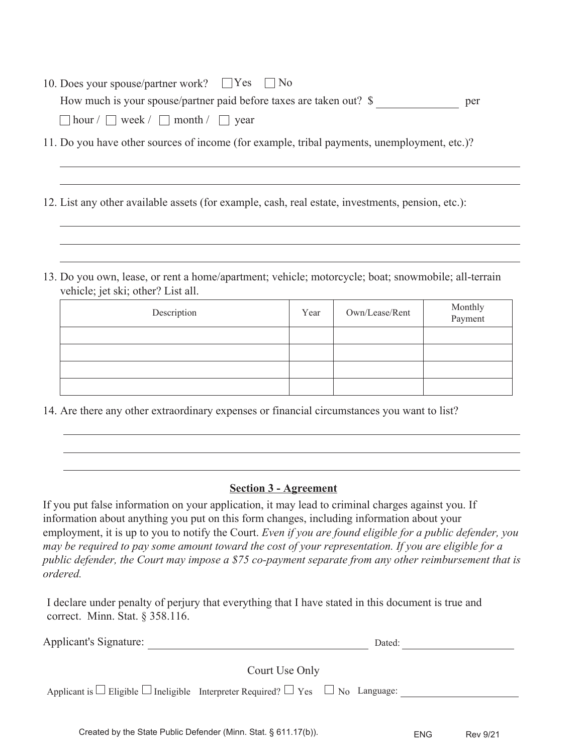10. Does your spouse/partner work? ☐ Yes ☐ No

    How much is your spouse/partner paid before taxes are taken out? $ ______________ per

    ☐ hour / ☐ week / ☐ month / ☐ year

11. Do you have other sources of income (for example, tribal payments, unemployment, etc.)?

    ______________________________________________________________________________

    ______________________________________________________________________________

12. List any other available assets (for example, cash, real estate, investments, pension, etc.):

    ______________________________________________________________________________

    ______________________________________________________________________________

    ______________________________________________________________________________

13. Do you own, lease, or rent a home/apartment; vehicle; motorcycle; boat; snowmobile; all-terrain vehicle; jet ski; other? List all.

| Description | Year | Own/Lease/Rent | Monthly Payment |
| --- | --- | --- | --- |
| | | | |
| | | | |
| | | | |
| | | | |

14. Are there any other extraordinary expenses or financial circumstances you want to list?

    ______________________________________________________________________________

    ______________________________________________________________________________

    ______________________________________________________________________________

## Section 3 - Agreement

If you put false information on your application, it may lead to criminal charges against you. If information about anything you put on this form changes, including information about your employment, it is up to you to notify the Court. *Even if you are found eligible for a public defender, you may be required to pay some amount toward the cost of your representation. If you are eligible for a public defender, the Court may impose a $75 co-payment separate from any other reimbursement that is ordered.*

I declare under penalty of perjury that everything that I have stated in this document is true and correct. Minn. Stat. § 358.116.

Applicant's Signature: ________________________________ Dated: ________________

Court Use Only

Applicant is ☐ Eligible ☐ Ineligible Interpreter Required? ☐ Yes ☐ No Language: ________________

Created by the State Public Defender (Minn. Stat. § 611.17(b)). ENG Rev 9/21